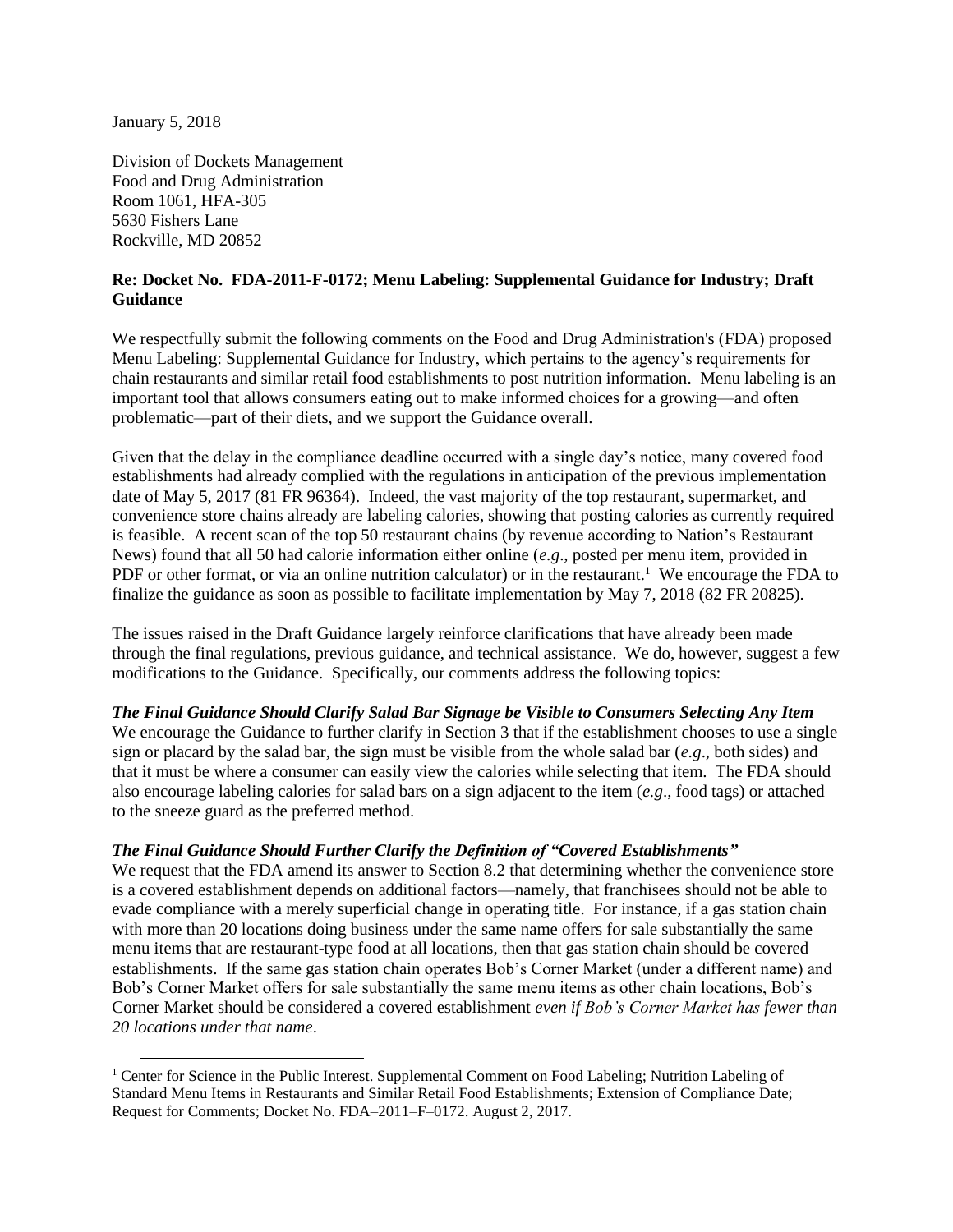January 5, 2018

Division of Dockets Management
Food and Drug Administration
Room 1061, HFA-305
5630 Fishers Lane
Rockville, MD 20852

**Re: Docket No. FDA-2011-F-0172; Menu Labeling: Supplemental Guidance for Industry; Draft Guidance**

We respectfully submit the following comments on the Food and Drug Administration's (FDA) proposed Menu Labeling: Supplemental Guidance for Industry, which pertains to the agency's requirements for chain restaurants and similar retail food establishments to post nutrition information. Menu labeling is an important tool that allows consumers eating out to make informed choices for a growing—and often problematic—part of their diets, and we support the Guidance overall.

Given that the delay in the compliance deadline occurred with a single day's notice, many covered food establishments had already complied with the regulations in anticipation of the previous implementation date of May 5, 2017 (81 FR 96364). Indeed, the vast majority of the top restaurant, supermarket, and convenience store chains already are labeling calories, showing that posting calories as currently required is feasible. A recent scan of the top 50 restaurant chains (by revenue according to Nation's Restaurant News) found that all 50 had calorie information either online (*e.g*., posted per menu item, provided in PDF or other format, or via an online nutrition calculator) or in the restaurant.[1] We encourage the FDA to finalize the guidance as soon as possible to facilitate implementation by May 7, 2018 (82 FR 20825).

The issues raised in the Draft Guidance largely reinforce clarifications that have already been made through the final regulations, previous guidance, and technical assistance. We do, however, suggest a few modifications to the Guidance. Specifically, our comments address the following topics:

***The Final Guidance Should Clarify Salad Bar Signage be Visible to Consumers Selecting Any Item***

We encourage the Guidance to further clarify in Section 3 that if the establishment chooses to use a single sign or placard by the salad bar, the sign must be visible from the whole salad bar (*e.g*., both sides) and that it must be where a consumer can easily view the calories while selecting that item. The FDA should also encourage labeling calories for salad bars on a sign adjacent to the item (*e.g*., food tags) or attached to the sneeze guard as the preferred method.

***The Final Guidance Should Further Clarify the Definition of "Covered Establishments"***

We request that the FDA amend its answer to Section 8.2 that determining whether the convenience store is a covered establishment depends on additional factors—namely, that franchisees should not be able to evade compliance with a merely superficial change in operating title. For instance, if a gas station chain with more than 20 locations doing business under the same name offers for sale substantially the same menu items that are restaurant-type food at all locations, then that gas station chain should be covered establishments. If the same gas station chain operates Bob's Corner Market (under a different name) and Bob's Corner Market offers for sale substantially the same menu items as other chain locations, Bob's Corner Market should be considered a covered establishment *even if Bob's Corner Market has fewer than 20 locations under that name*.

[1] Center for Science in the Public Interest. Supplemental Comment on Food Labeling; Nutrition Labeling of Standard Menu Items in Restaurants and Similar Retail Food Establishments; Extension of Compliance Date; Request for Comments; Docket No. FDA–2011–F–0172. August 2, 2017.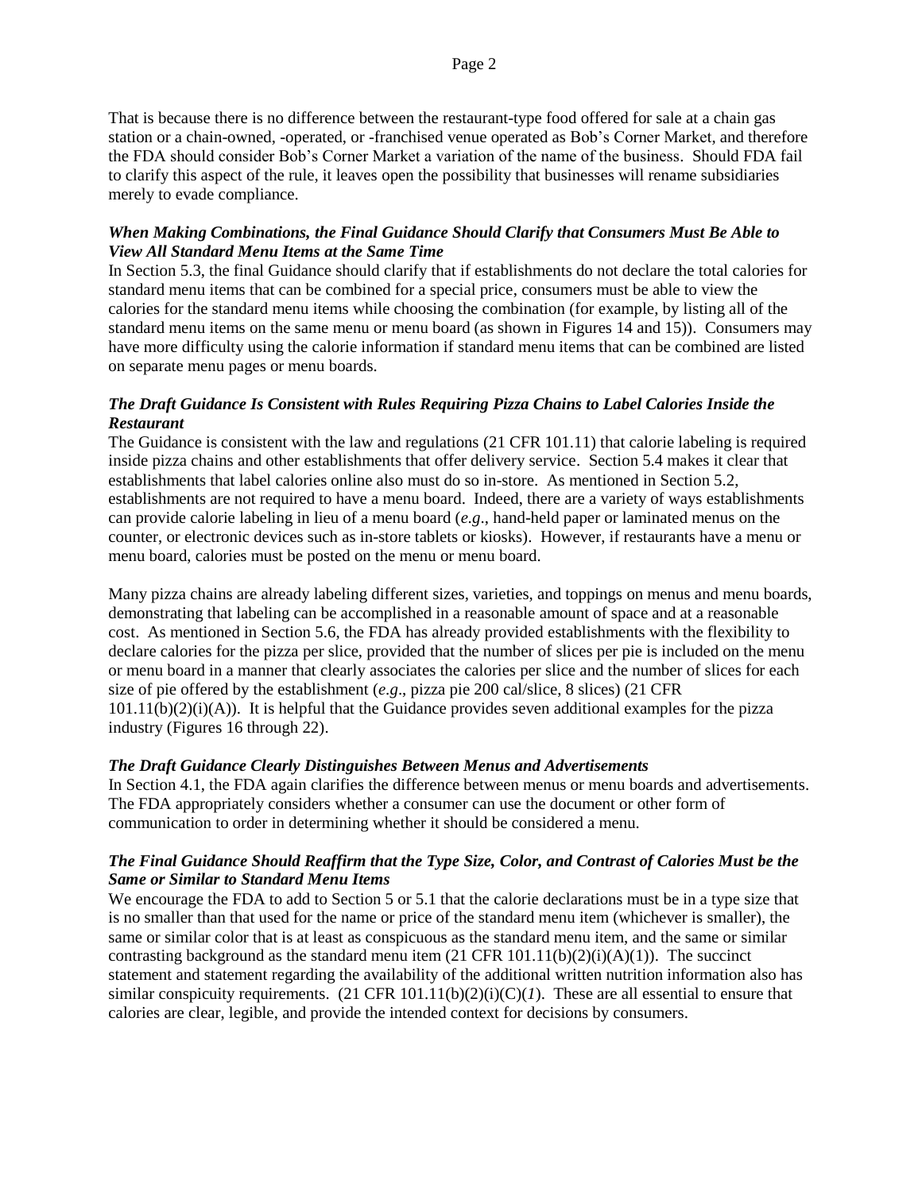That is because there is no difference between the restaurant-type food offered for sale at a chain gas station or a chain-owned, -operated, or -franchised venue operated as Bob's Corner Market, and therefore the FDA should consider Bob's Corner Market a variation of the name of the business. Should FDA fail to clarify this aspect of the rule, it leaves open the possibility that businesses will rename subsidiaries merely to evade compliance.

***When Making Combinations, the Final Guidance Should Clarify that Consumers Must Be Able to View All Standard Menu Items at the Same Time***

In Section 5.3, the final Guidance should clarify that if establishments do not declare the total calories for standard menu items that can be combined for a special price, consumers must be able to view the calories for the standard menu items while choosing the combination (for example, by listing all of the standard menu items on the same menu or menu board (as shown in Figures 14 and 15)). Consumers may have more difficulty using the calorie information if standard menu items that can be combined are listed on separate menu pages or menu boards.

***The Draft Guidance Is Consistent with Rules Requiring Pizza Chains to Label Calories Inside the Restaurant***

The Guidance is consistent with the law and regulations (21 CFR 101.11) that calorie labeling is required inside pizza chains and other establishments that offer delivery service. Section 5.4 makes it clear that establishments that label calories online also must do so in-store. As mentioned in Section 5.2, establishments are not required to have a menu board. Indeed, there are a variety of ways establishments can provide calorie labeling in lieu of a menu board (*e.g*., hand-held paper or laminated menus on the counter, or electronic devices such as in-store tablets or kiosks). However, if restaurants have a menu or menu board, calories must be posted on the menu or menu board.

Many pizza chains are already labeling different sizes, varieties, and toppings on menus and menu boards, demonstrating that labeling can be accomplished in a reasonable amount of space and at a reasonable cost. As mentioned in Section 5.6, the FDA has already provided establishments with the flexibility to declare calories for the pizza per slice, provided that the number of slices per pie is included on the menu or menu board in a manner that clearly associates the calories per slice and the number of slices for each size of pie offered by the establishment (*e.g*., pizza pie 200 cal/slice, 8 slices) (21 CFR 101.11(b)(2)(i)(A)). It is helpful that the Guidance provides seven additional examples for the pizza industry (Figures 16 through 22).

***The Draft Guidance Clearly Distinguishes Between Menus and Advertisements***

In Section 4.1, the FDA again clarifies the difference between menus or menu boards and advertisements. The FDA appropriately considers whether a consumer can use the document or other form of communication to order in determining whether it should be considered a menu.

***The Final Guidance Should Reaffirm that the Type Size, Color, and Contrast of Calories Must be the Same or Similar to Standard Menu Items***

We encourage the FDA to add to Section 5 or 5.1 that the calorie declarations must be in a type size that is no smaller than that used for the name or price of the standard menu item (whichever is smaller), the same or similar color that is at least as conspicuous as the standard menu item, and the same or similar contrasting background as the standard menu item (21 CFR 101.11(b)(2)(i)(A)(1)). The succinct statement and statement regarding the availability of the additional written nutrition information also has similar conspicuity requirements. (21 CFR 101.11(b)(2)(i)(C)(*1*). These are all essential to ensure that calories are clear, legible, and provide the intended context for decisions by consumers.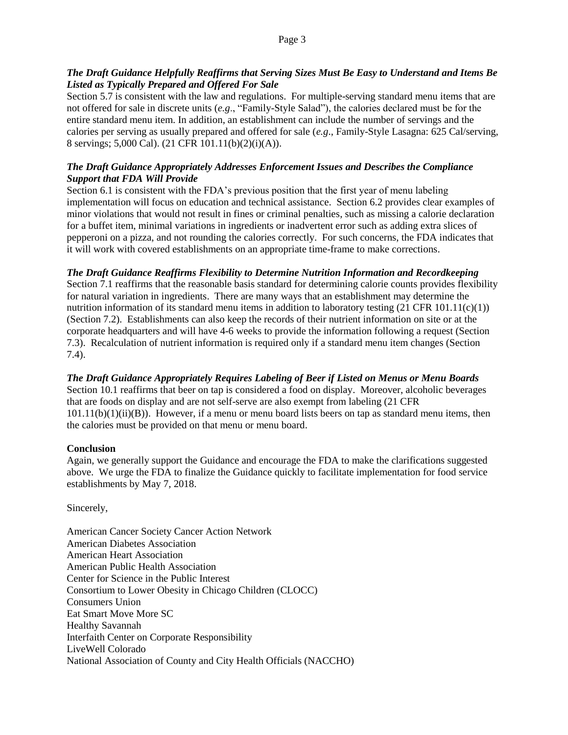***The Draft Guidance Helpfully Reaffirms that Serving Sizes Must Be Easy to Understand and Items Be Listed as Typically Prepared and Offered For Sale***

Section 5.7 is consistent with the law and regulations. For multiple-serving standard menu items that are not offered for sale in discrete units (*e.g*., "Family-Style Salad"), the calories declared must be for the entire standard menu item. In addition, an establishment can include the number of servings and the calories per serving as usually prepared and offered for sale (*e.g*., Family-Style Lasagna: 625 Cal/serving, 8 servings; 5,000 Cal). (21 CFR 101.11(b)(2)(i)(A)).

***The Draft Guidance Appropriately Addresses Enforcement Issues and Describes the Compliance Support that FDA Will Provide***

Section 6.1 is consistent with the FDA's previous position that the first year of menu labeling implementation will focus on education and technical assistance. Section 6.2 provides clear examples of minor violations that would not result in fines or criminal penalties, such as missing a calorie declaration for a buffet item, minimal variations in ingredients or inadvertent error such as adding extra slices of pepperoni on a pizza, and not rounding the calories correctly. For such concerns, the FDA indicates that it will work with covered establishments on an appropriate time-frame to make corrections.

***The Draft Guidance Reaffirms Flexibility to Determine Nutrition Information and Recordkeeping***

Section 7.1 reaffirms that the reasonable basis standard for determining calorie counts provides flexibility for natural variation in ingredients. There are many ways that an establishment may determine the nutrition information of its standard menu items in addition to laboratory testing (21 CFR 101.11(c)(1)) (Section 7.2). Establishments can also keep the records of their nutrient information on site or at the corporate headquarters and will have 4-6 weeks to provide the information following a request (Section 7.3). Recalculation of nutrient information is required only if a standard menu item changes (Section 7.4).

***The Draft Guidance Appropriately Requires Labeling of Beer if Listed on Menus or Menu Boards***

Section 10.1 reaffirms that beer on tap is considered a food on display. Moreover, alcoholic beverages that are foods on display and are not self-serve are also exempt from labeling (21 CFR 101.11(b)(1)(ii)(B)). However, if a menu or menu board lists beers on tap as standard menu items, then the calories must be provided on that menu or menu board.

**Conclusion**

Again, we generally support the Guidance and encourage the FDA to make the clarifications suggested above. We urge the FDA to finalize the Guidance quickly to facilitate implementation for food service establishments by May 7, 2018.

Sincerely,

American Cancer Society Cancer Action Network
American Diabetes Association
American Heart Association
American Public Health Association
Center for Science in the Public Interest
Consortium to Lower Obesity in Chicago Children (CLOCC)
Consumers Union
Eat Smart Move More SC
Healthy Savannah
Interfaith Center on Corporate Responsibility
LiveWell Colorado
National Association of County and City Health Officials (NACCHO)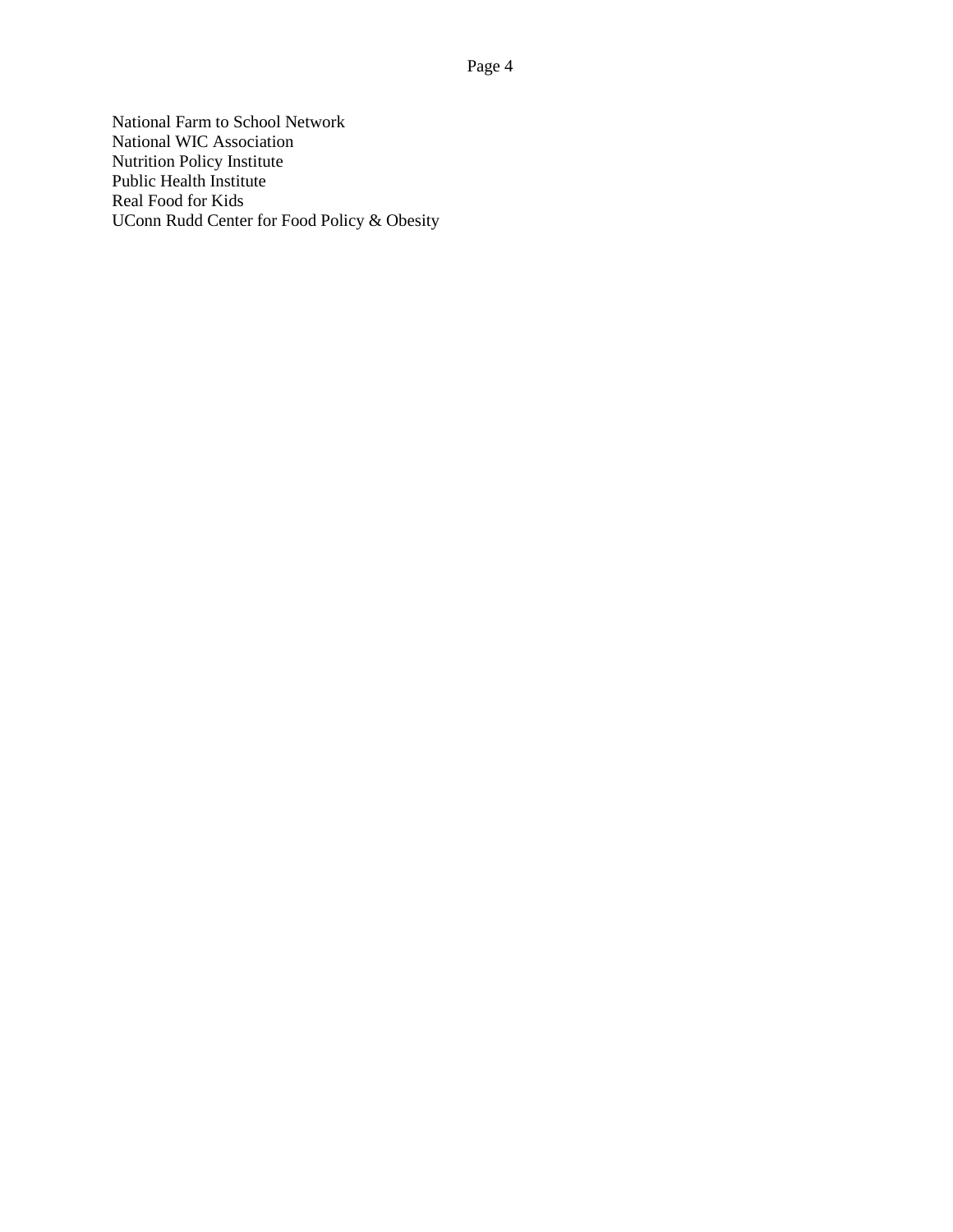National Farm to School Network
National WIC Association
Nutrition Policy Institute
Public Health Institute
Real Food for Kids
UConn Rudd Center for Food Policy & Obesity